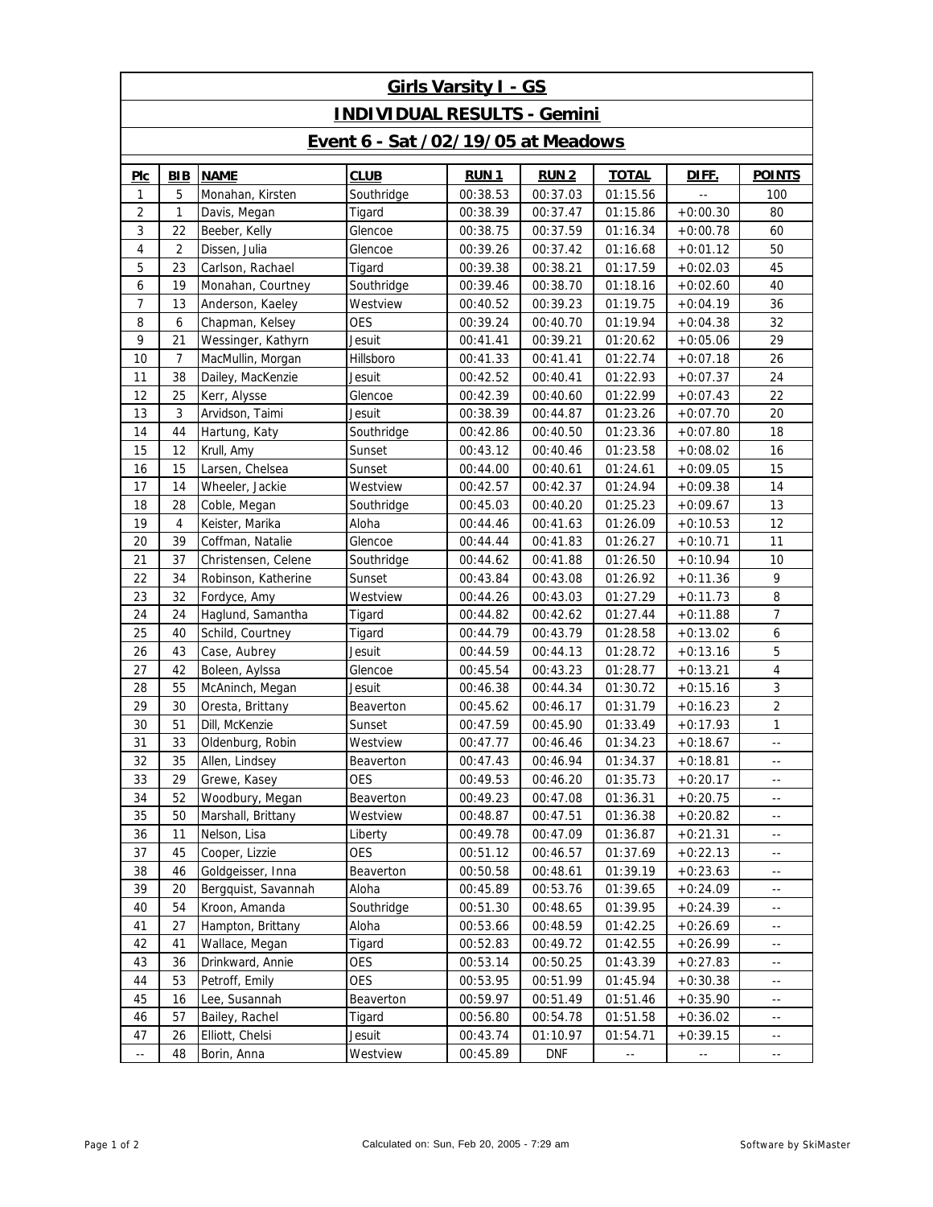# Girls Varsity I - GS

## INDIVIDUAL RESULTS - Gemini

## Event 6 - Sat /02/19/05 at Meadows

| Plc | BIB | NAME | CLUB | RUN 1 | RUN 2 | TOTAL | DIFF. | POINTS |
|---|---|---|---|---|---|---|---|---|
| 1 | 5 | Monahan, Kirsten | Southridge | 00:38.53 | 00:37.03 | 01:15.56 | -- | 100 |
| 2 | 1 | Davis, Megan | Tigard | 00:38.39 | 00:37.47 | 01:15.86 | +0:00.30 | 80 |
| 3 | 22 | Beeber, Kelly | Glencoe | 00:38.75 | 00:37.59 | 01:16.34 | +0:00.78 | 60 |
| 4 | 2 | Dissen, Julia | Glencoe | 00:39.26 | 00:37.42 | 01:16.68 | +0:01.12 | 50 |
| 5 | 23 | Carlson, Rachael | Tigard | 00:39.38 | 00:38.21 | 01:17.59 | +0:02.03 | 45 |
| 6 | 19 | Monahan, Courtney | Southridge | 00:39.46 | 00:38.70 | 01:18.16 | +0:02.60 | 40 |
| 7 | 13 | Anderson, Kaeley | Westview | 00:40.52 | 00:39.23 | 01:19.75 | +0:04.19 | 36 |
| 8 | 6 | Chapman, Kelsey | OES | 00:39.24 | 00:40.70 | 01:19.94 | +0:04.38 | 32 |
| 9 | 21 | Wessinger, Kathyrn | Jesuit | 00:41.41 | 00:39.21 | 01:20.62 | +0:05.06 | 29 |
| 10 | 7 | MacMullin, Morgan | Hillsboro | 00:41.33 | 00:41.41 | 01:22.74 | +0:07.18 | 26 |
| 11 | 38 | Dailey, MacKenzie | Jesuit | 00:42.52 | 00:40.41 | 01:22.93 | +0:07.37 | 24 |
| 12 | 25 | Kerr, Alysse | Glencoe | 00:42.39 | 00:40.60 | 01:22.99 | +0:07.43 | 22 |
| 13 | 3 | Arvidson, Taimi | Jesuit | 00:38.39 | 00:44.87 | 01:23.26 | +0:07.70 | 20 |
| 14 | 44 | Hartung, Katy | Southridge | 00:42.86 | 00:40.50 | 01:23.36 | +0:07.80 | 18 |
| 15 | 12 | Krull, Amy | Sunset | 00:43.12 | 00:40.46 | 01:23.58 | +0:08.02 | 16 |
| 16 | 15 | Larsen, Chelsea | Sunset | 00:44.00 | 00:40.61 | 01:24.61 | +0:09.05 | 15 |
| 17 | 14 | Wheeler, Jackie | Westview | 00:42.57 | 00:42.37 | 01:24.94 | +0:09.38 | 14 |
| 18 | 28 | Coble, Megan | Southridge | 00:45.03 | 00:40.20 | 01:25.23 | +0:09.67 | 13 |
| 19 | 4 | Keister, Marika | Aloha | 00:44.46 | 00:41.63 | 01:26.09 | +0:10.53 | 12 |
| 20 | 39 | Coffman, Natalie | Glencoe | 00:44.44 | 00:41.83 | 01:26.27 | +0:10.71 | 11 |
| 21 | 37 | Christensen, Celene | Southridge | 00:44.62 | 00:41.88 | 01:26.50 | +0:10.94 | 10 |
| 22 | 34 | Robinson, Katherine | Sunset | 00:43.84 | 00:43.08 | 01:26.92 | +0:11.36 | 9 |
| 23 | 32 | Fordyce, Amy | Westview | 00:44.26 | 00:43.03 | 01:27.29 | +0:11.73 | 8 |
| 24 | 24 | Haglund, Samantha | Tigard | 00:44.82 | 00:42.62 | 01:27.44 | +0:11.88 | 7 |
| 25 | 40 | Schild, Courtney | Tigard | 00:44.79 | 00:43.79 | 01:28.58 | +0:13.02 | 6 |
| 26 | 43 | Case, Aubrey | Jesuit | 00:44.59 | 00:44.13 | 01:28.72 | +0:13.16 | 5 |
| 27 | 42 | Boleen, Aylssa | Glencoe | 00:45.54 | 00:43.23 | 01:28.77 | +0:13.21 | 4 |
| 28 | 55 | McAninch, Megan | Jesuit | 00:46.38 | 00:44.34 | 01:30.72 | +0:15.16 | 3 |
| 29 | 30 | Oresta, Brittany | Beaverton | 00:45.62 | 00:46.17 | 01:31.79 | +0:16.23 | 2 |
| 30 | 51 | Dill, McKenzie | Sunset | 00:47.59 | 00:45.90 | 01:33.49 | +0:17.93 | 1 |
| 31 | 33 | Oldenburg, Robin | Westview | 00:47.77 | 00:46.46 | 01:34.23 | +0:18.67 | -- |
| 32 | 35 | Allen, Lindsey | Beaverton | 00:47.43 | 00:46.94 | 01:34.37 | +0:18.81 | -- |
| 33 | 29 | Grewe, Kasey | OES | 00:49.53 | 00:46.20 | 01:35.73 | +0:20.17 | -- |
| 34 | 52 | Woodbury, Megan | Beaverton | 00:49.23 | 00:47.08 | 01:36.31 | +0:20.75 | -- |
| 35 | 50 | Marshall, Brittany | Westview | 00:48.87 | 00:47.51 | 01:36.38 | +0:20.82 | -- |
| 36 | 11 | Nelson, Lisa | Liberty | 00:49.78 | 00:47.09 | 01:36.87 | +0:21.31 | -- |
| 37 | 45 | Cooper, Lizzie | OES | 00:51.12 | 00:46.57 | 01:37.69 | +0:22.13 | -- |
| 38 | 46 | Goldgeisser, Inna | Beaverton | 00:50.58 | 00:48.61 | 01:39.19 | +0:23.63 | -- |
| 39 | 20 | Bergquist, Savannah | Aloha | 00:45.89 | 00:53.76 | 01:39.65 | +0:24.09 | -- |
| 40 | 54 | Kroon, Amanda | Southridge | 00:51.30 | 00:48.65 | 01:39.95 | +0:24.39 | -- |
| 41 | 27 | Hampton, Brittany | Aloha | 00:53.66 | 00:48.59 | 01:42.25 | +0:26.69 | -- |
| 42 | 41 | Wallace, Megan | Tigard | 00:52.83 | 00:49.72 | 01:42.55 | +0:26.99 | -- |
| 43 | 36 | Drinkward, Annie | OES | 00:53.14 | 00:50.25 | 01:43.39 | +0:27.83 | -- |
| 44 | 53 | Petroff, Emily | OES | 00:53.95 | 00:51.99 | 01:45.94 | +0:30.38 | -- |
| 45 | 16 | Lee, Susannah | Beaverton | 00:59.97 | 00:51.49 | 01:51.46 | +0:35.90 | -- |
| 46 | 57 | Bailey, Rachel | Tigard | 00:56.80 | 00:54.78 | 01:51.58 | +0:36.02 | -- |
| 47 | 26 | Elliott, Chelsi | Jesuit | 00:43.74 | 01:10.97 | 01:54.71 | +0:39.15 | -- |
| -- | 48 | Borin, Anna | Westview | 00:45.89 | DNF | -- | -- | -- |

Calculated on: Sun, Feb 20, 2005 - 7:29 am

Software by SkiMaster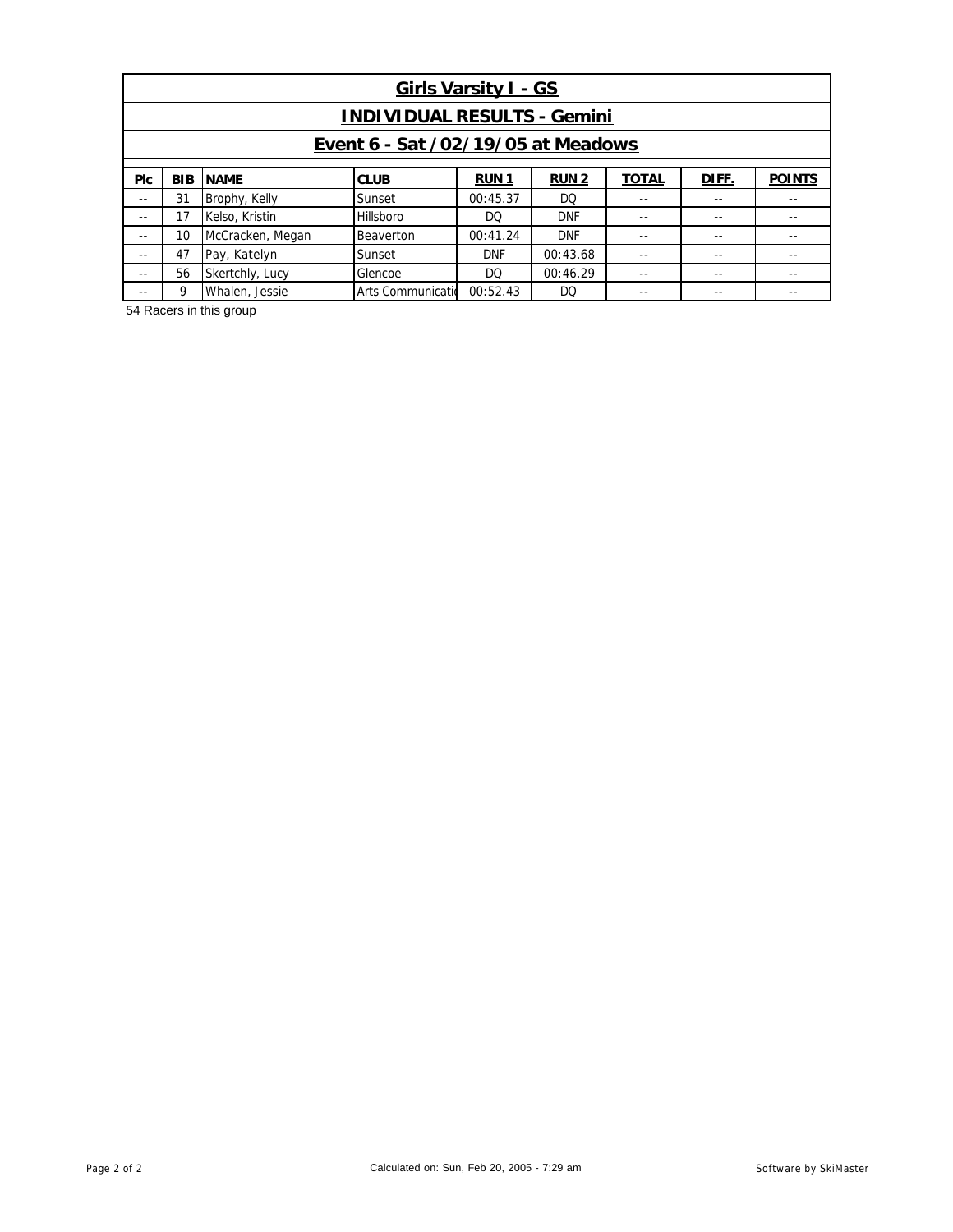## Girls Varsity I - GS

## INDIVIDUAL RESULTS - Gemini

## Event 6 - Sat /02/19/05 at Meadows

| Plc | BIB | NAME | CLUB | RUN 1 | RUN 2 | TOTAL | DIFF. | POINTS |
|---|---|---|---|---|---|---|---|---|
| -- | 31 | Brophy, Kelly | Sunset | 00:45.37 | DQ | -- | -- | -- |
| -- | 17 | Kelso, Kristin | Hillsboro | DQ | DNF | -- | -- | -- |
| -- | 10 | McCracken, Megan | Beaverton | 00:41.24 | DNF | -- | -- | -- |
| -- | 47 | Pay, Katelyn | Sunset | DNF | 00:43.68 | -- | -- | -- |
| -- | 56 | Skertchly, Lucy | Glencoe | DQ | 00:46.29 | -- | -- | -- |
| -- | 9 | Whalen, Jessie | Arts Communicatio | 00:52.43 | DQ | -- | -- | -- |

54 Racers in this group

Calculated on: Sun, Feb 20, 2005 - 7:29 am

Software by SkiMaster